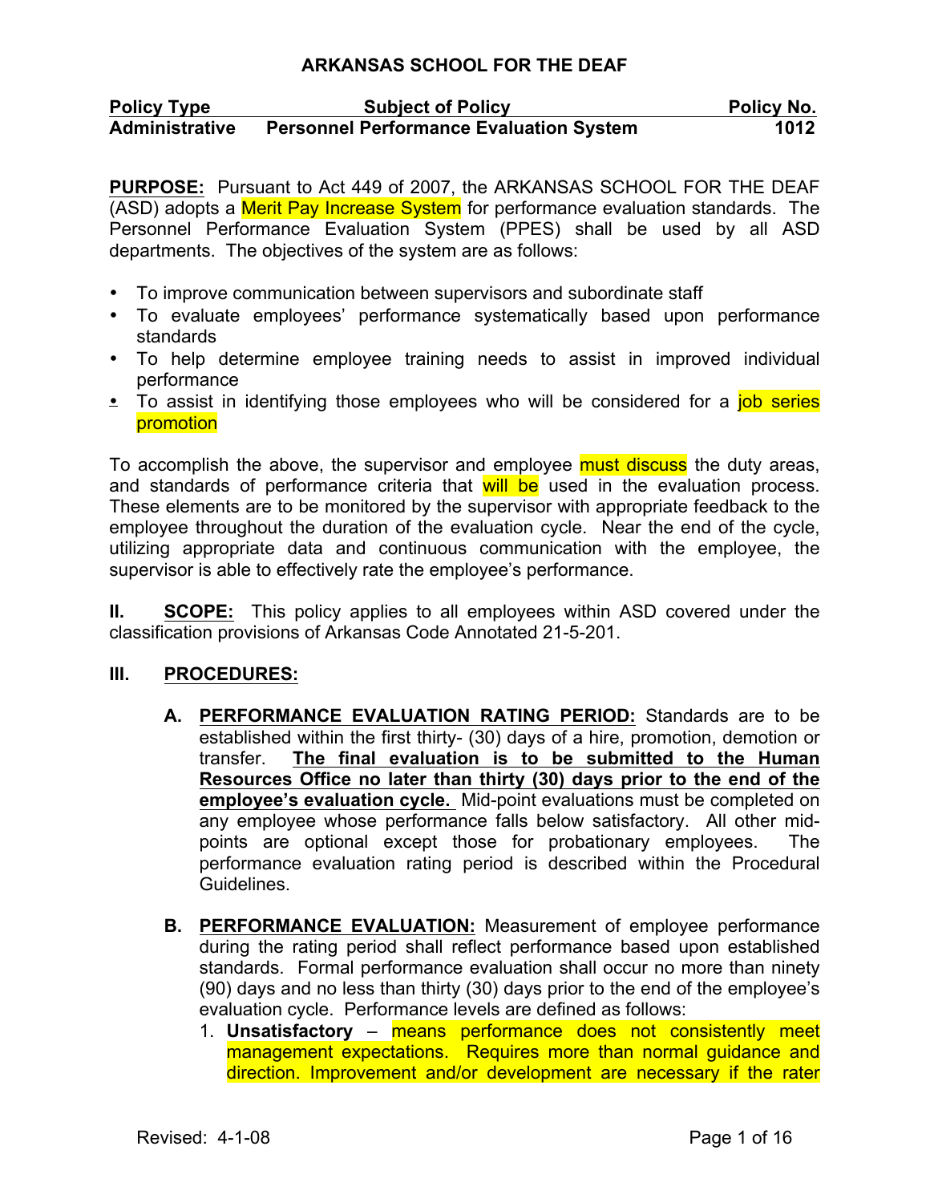# ARKANSAS SCHOOL FOR THE DEAF

| **Policy Type** | **Subject of Policy** | **Policy No.** |
|---|---|---|
| **Administrative** | **Personnel Performance Evaluation System** | **1012** |

**PURPOSE:** Pursuant to Act 449 of 2007, the ARKANSAS SCHOOL FOR THE DEAF (ASD) adopts a Merit Pay Increase System for performance evaluation standards. The Personnel Performance Evaluation System (PPES) shall be used by all ASD departments. The objectives of the system are as follows:

- To improve communication between supervisors and subordinate staff
- To evaluate employees' performance systematically based upon performance standards
- To help determine employee training needs to assist in improved individual performance
- To assist in identifying those employees who will be considered for a job series promotion

To accomplish the above, the supervisor and employee must discuss the duty areas, and standards of performance criteria that will be used in the evaluation process. These elements are to be monitored by the supervisor with appropriate feedback to the employee throughout the duration of the evaluation cycle. Near the end of the cycle, utilizing appropriate data and continuous communication with the employee, the supervisor is able to effectively rate the employee's performance.

**II. SCOPE:** This policy applies to all employees within ASD covered under the classification provisions of Arkansas Code Annotated 21-5-201.

**III. PROCEDURES:**

**A. PERFORMANCE EVALUATION RATING PERIOD:** Standards are to be established within the first thirty- (30) days of a hire, promotion, demotion or transfer. **The final evaluation is to be submitted to the Human Resources Office no later than thirty (30) days prior to the end of the employee's evaluation cycle.** Mid-point evaluations must be completed on any employee whose performance falls below satisfactory. All other mid-points are optional except those for probationary employees. The performance evaluation rating period is described within the Procedural Guidelines.

**B. PERFORMANCE EVALUATION:** Measurement of employee performance during the rating period shall reflect performance based upon established standards. Formal performance evaluation shall occur no more than ninety (90) days and no less than thirty (30) days prior to the end of the employee's evaluation cycle. Performance levels are defined as follows:

1. **Unsatisfactory** – means performance does not consistently meet management expectations. Requires more than normal guidance and direction. Improvement and/or development are necessary if the rater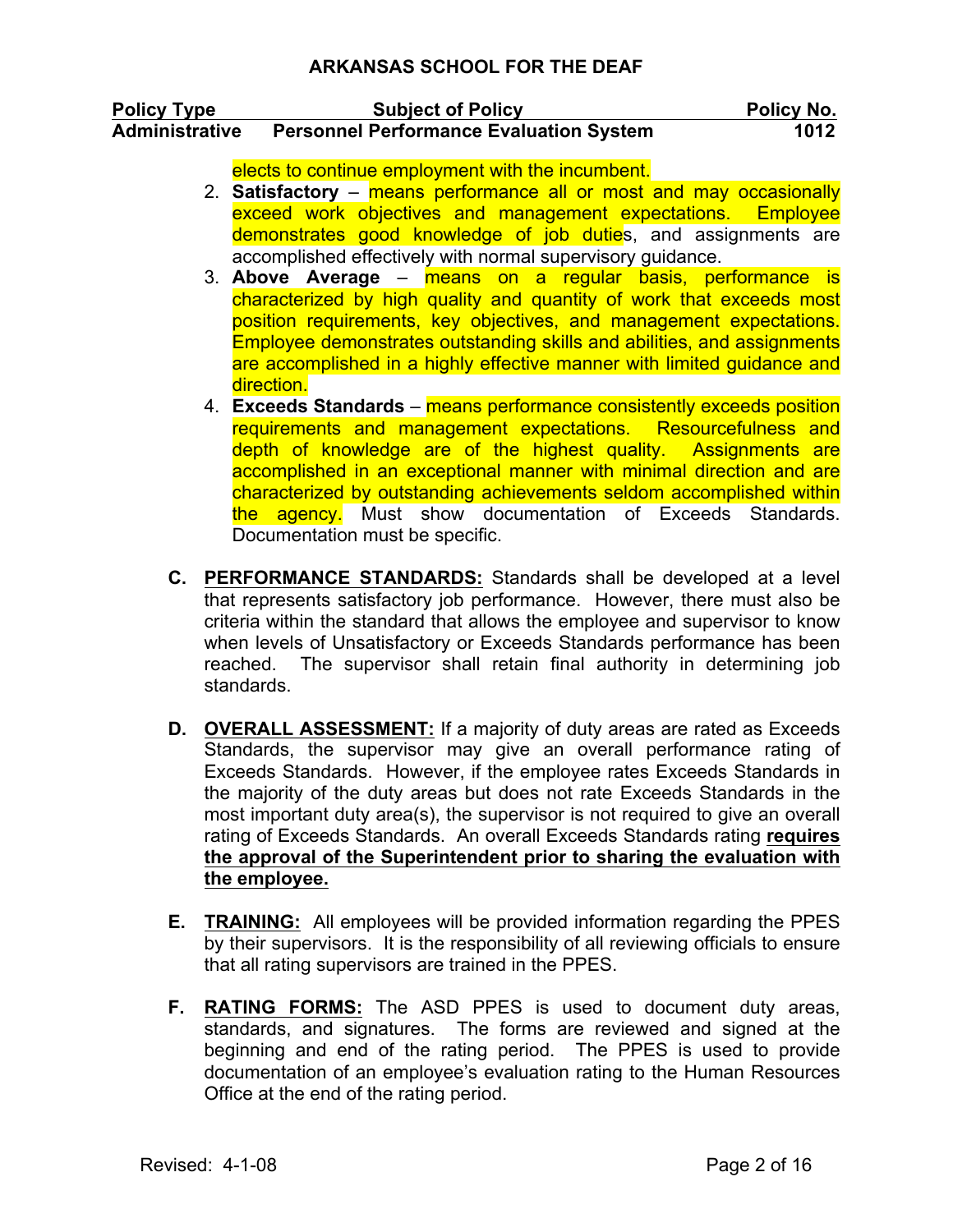elects to continue employment with the incumbent.

2. **Satisfactory** – means performance all or most and may occasionally exceed work objectives and management expectations. Employee demonstrates good knowledge of job duties, and assignments are accomplished effectively with normal supervisory guidance.
3. **Above Average** – means on a regular basis, performance is characterized by high quality and quantity of work that exceeds most position requirements, key objectives, and management expectations. Employee demonstrates outstanding skills and abilities, and assignments are accomplished in a highly effective manner with limited guidance and direction.
4. **Exceeds Standards** – means performance consistently exceeds position requirements and management expectations. Resourcefulness and depth of knowledge are of the highest quality. Assignments are accomplished in an exceptional manner with minimal direction and are characterized by outstanding achievements seldom accomplished within the agency. Must show documentation of Exceeds Standards. Documentation must be specific.

**C. PERFORMANCE STANDARDS:** Standards shall be developed at a level that represents satisfactory job performance. However, there must also be criteria within the standard that allows the employee and supervisor to know when levels of Unsatisfactory or Exceeds Standards performance has been reached. The supervisor shall retain final authority in determining job standards.

**D. OVERALL ASSESSMENT:** If a majority of duty areas are rated as Exceeds Standards, the supervisor may give an overall performance rating of Exceeds Standards. However, if the employee rates Exceeds Standards in the majority of the duty areas but does not rate Exceeds Standards in the most important duty area(s), the supervisor is not required to give an overall rating of Exceeds Standards. An overall Exceeds Standards rating **requires the approval of the Superintendent prior to sharing the evaluation with the employee.**

**E. TRAINING:** All employees will be provided information regarding the PPES by their supervisors. It is the responsibility of all reviewing officials to ensure that all rating supervisors are trained in the PPES.

**F. RATING FORMS:** The ASD PPES is used to document duty areas, standards, and signatures. The forms are reviewed and signed at the beginning and end of the rating period. The PPES is used to provide documentation of an employee's evaluation rating to the Human Resources Office at the end of the rating period.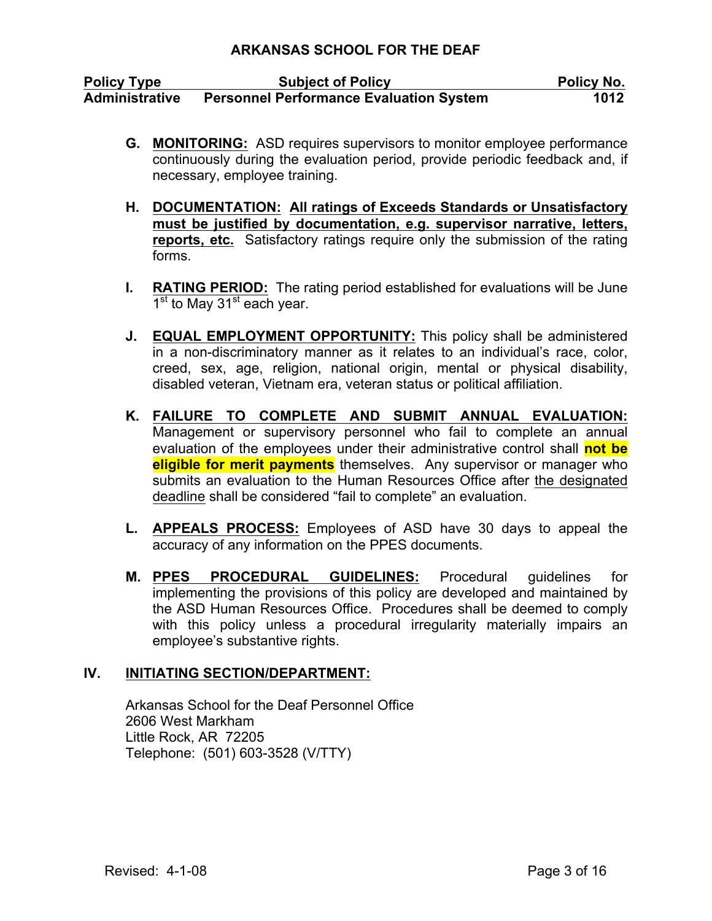**G. MONITORING:** ASD requires supervisors to monitor employee performance continuously during the evaluation period, provide periodic feedback and, if necessary, employee training.

**H. DOCUMENTATION:** **All ratings of Exceeds Standards or Unsatisfactory must be justified by documentation, e.g. supervisor narrative, letters, reports, etc.** Satisfactory ratings require only the submission of the rating forms.

**I. RATING PERIOD:** The rating period established for evaluations will be June 1st to May 31st each year.

**J. EQUAL EMPLOYMENT OPPORTUNITY:** This policy shall be administered in a non-discriminatory manner as it relates to an individual's race, color, creed, sex, age, religion, national origin, mental or physical disability, disabled veteran, Vietnam era, veteran status or political affiliation.

**K. FAILURE TO COMPLETE AND SUBMIT ANNUAL EVALUATION:** Management or supervisory personnel who fail to complete an annual evaluation of the employees under their administrative control shall **not be eligible for merit payments** themselves. Any supervisor or manager who submits an evaluation to the Human Resources Office after the designated deadline shall be considered "fail to complete" an evaluation.

**L. APPEALS PROCESS:** Employees of ASD have 30 days to appeal the accuracy of any information on the PPES documents.

**M. PPES PROCEDURAL GUIDELINES:** Procedural guidelines for implementing the provisions of this policy are developed and maintained by the ASD Human Resources Office. Procedures shall be deemed to comply with this policy unless a procedural irregularity materially impairs an employee's substantive rights.

## IV. INITIATING SECTION/DEPARTMENT:

Arkansas School for the Deaf Personnel Office
2606 West Markham
Little Rock, AR 72205
Telephone: (501) 603-3528 (V/TTY)

Revised: 4-1-08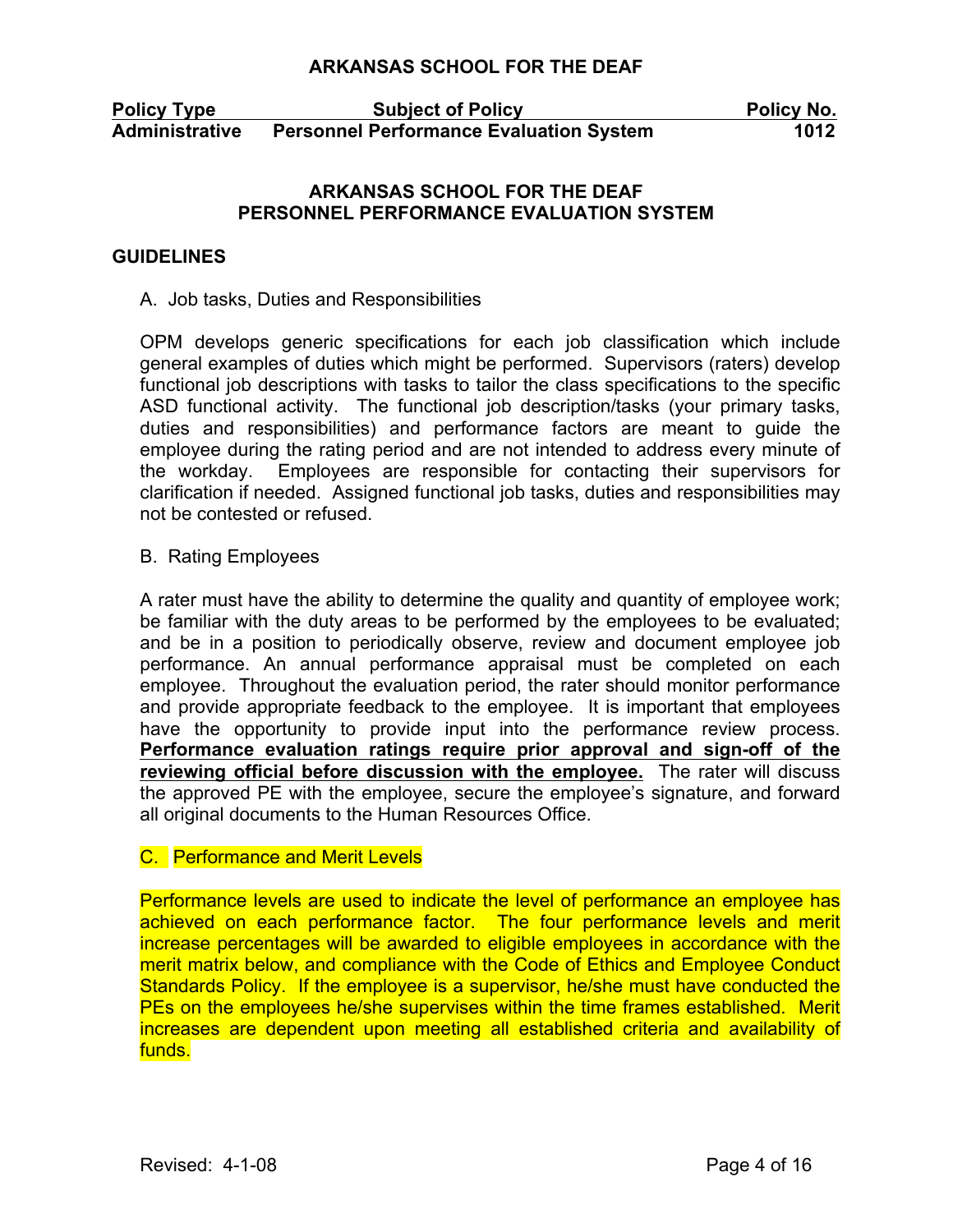**ARKANSAS SCHOOL FOR THE DEAF**

| Policy Type | Subject of Policy | Policy No. |
|---|---|---|
| Administrative | Personnel Performance Evaluation System | 1012 |

## ARKANSAS SCHOOL FOR THE DEAF
## PERSONNEL PERFORMANCE EVALUATION SYSTEM

### GUIDELINES

A. Job tasks, Duties and Responsibilities

OPM develops generic specifications for each job classification which include general examples of duties which might be performed. Supervisors (raters) develop functional job descriptions with tasks to tailor the class specifications to the specific ASD functional activity. The functional job description/tasks (your primary tasks, duties and responsibilities) and performance factors are meant to guide the employee during the rating period and are not intended to address every minute of the workday. Employees are responsible for contacting their supervisors for clarification if needed. Assigned functional job tasks, duties and responsibilities may not be contested or refused.

B. Rating Employees

A rater must have the ability to determine the quality and quantity of employee work; be familiar with the duty areas to be performed by the employees to be evaluated; and be in a position to periodically observe, review and document employee job performance. An annual performance appraisal must be completed on each employee. Throughout the evaluation period, the rater should monitor performance and provide appropriate feedback to the employee. It is important that employees have the opportunity to provide input into the performance review process. **Performance evaluation ratings require prior approval and sign-off of the reviewing official before discussion with the employee.** The rater will discuss the approved PE with the employee, secure the employee's signature, and forward all original documents to the Human Resources Office.

C. Performance and Merit Levels

Performance levels are used to indicate the level of performance an employee has achieved on each performance factor. The four performance levels and merit increase percentages will be awarded to eligible employees in accordance with the merit matrix below, and compliance with the Code of Ethics and Employee Conduct Standards Policy. If the employee is a supervisor, he/she must have conducted the PEs on the employees he/she supervises within the time frames established. Merit increases are dependent upon meeting all established criteria and availability of funds.

Revised: 4-1-08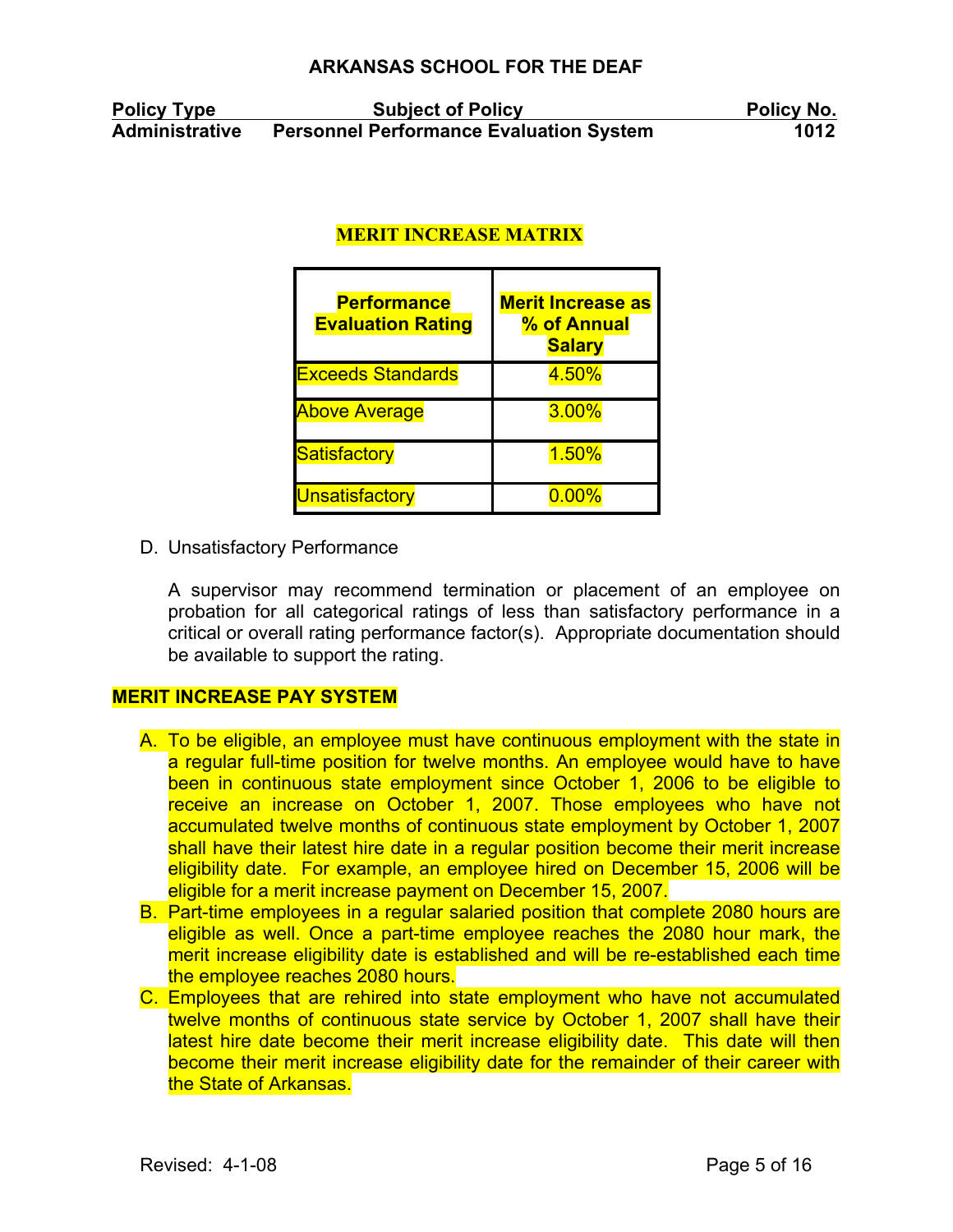**MERIT INCREASE MATRIX**

| Performance Evaluation Rating | Merit Increase as % of Annual Salary |
|---|---|
| Exceeds Standards | 4.50% |
| Above Average | 3.00% |
| Satisfactory | 1.50% |
| Unsatisfactory | 0.00% |

D. Unsatisfactory Performance

   A supervisor may recommend termination or placement of an employee on probation for all categorical ratings of less than satisfactory performance in a critical or overall rating performance factor(s). Appropriate documentation should be available to support the rating.

## MERIT INCREASE PAY SYSTEM

A. To be eligible, an employee must have continuous employment with the state in a regular full-time position for twelve months. An employee would have to have been in continuous state employment since October 1, 2006 to be eligible to receive an increase on October 1, 2007. Those employees who have not accumulated twelve months of continuous state employment by October 1, 2007 shall have their latest hire date in a regular position become their merit increase eligibility date. For example, an employee hired on December 15, 2006 will be eligible for a merit increase payment on December 15, 2007.
B. Part-time employees in a regular salaried position that complete 2080 hours are eligible as well. Once a part-time employee reaches the 2080 hour mark, the merit increase eligibility date is established and will be re-established each time the employee reaches 2080 hours.
C. Employees that are rehired into state employment who have not accumulated twelve months of continuous state service by October 1, 2007 shall have their latest hire date become their merit increase eligibility date. This date will then become their merit increase eligibility date for the remainder of their career with the State of Arkansas.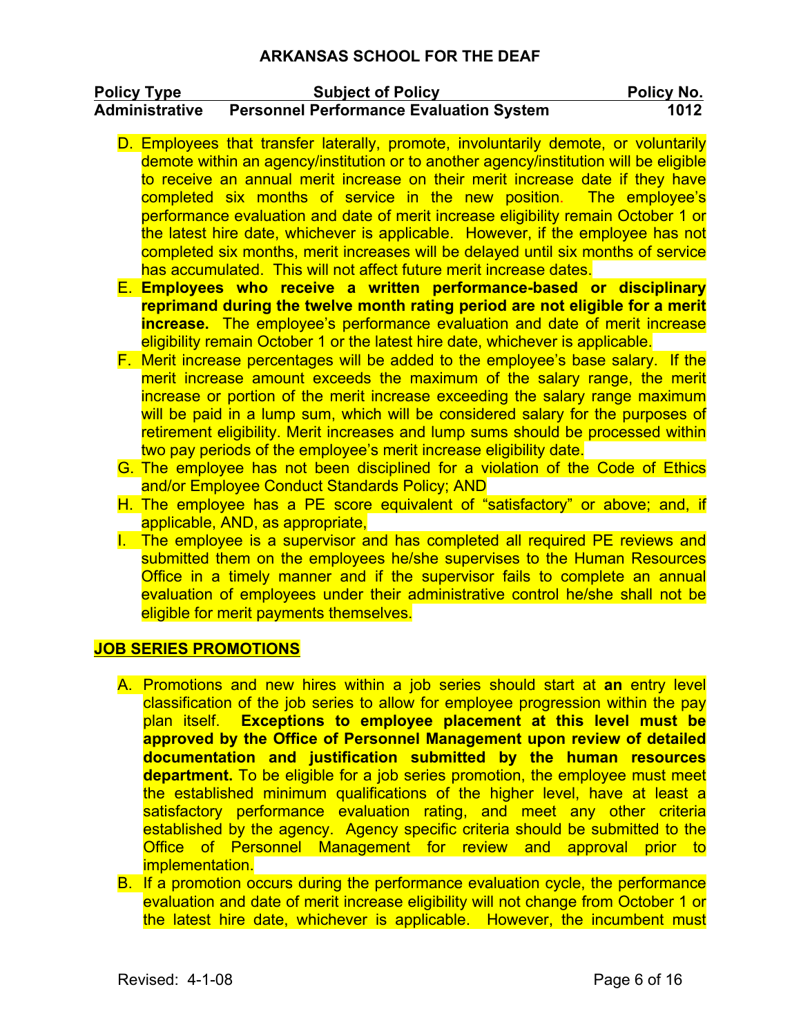D. Employees that transfer laterally, promote, involuntarily demote, or voluntarily demote within an agency/institution or to another agency/institution will be eligible to receive an annual merit increase on their merit increase date if they have completed six months of service in the new position. The employee's performance evaluation and date of merit increase eligibility remain October 1 or the latest hire date, whichever is applicable. However, if the employee has not completed six months, merit increases will be delayed until six months of service has accumulated. This will not affect future merit increase dates.

E. **Employees who receive a written performance-based or disciplinary reprimand during the twelve month rating period are not eligible for a merit increase.** The employee's performance evaluation and date of merit increase eligibility remain October 1 or the latest hire date, whichever is applicable.

F. Merit increase percentages will be added to the employee's base salary. If the merit increase amount exceeds the maximum of the salary range, the merit increase or portion of the merit increase exceeding the salary range maximum will be paid in a lump sum, which will be considered salary for the purposes of retirement eligibility. Merit increases and lump sums should be processed within two pay periods of the employee's merit increase eligibility date.

G. The employee has not been disciplined for a violation of the Code of Ethics and/or Employee Conduct Standards Policy; AND

H. The employee has a PE score equivalent of "satisfactory" or above; and, if applicable, AND, as appropriate,

I. The employee is a supervisor and has completed all required PE reviews and submitted them on the employees he/she supervises to the Human Resources Office in a timely manner and if the supervisor fails to complete an annual evaluation of employees under their administrative control he/she shall not be eligible for merit payments themselves.

## JOB SERIES PROMOTIONS

A. Promotions and new hires within a job series should start at **an** entry level classification of the job series to allow for employee progression within the pay plan itself. **Exceptions to employee placement at this level must be approved by the Office of Personnel Management upon review of detailed documentation and justification submitted by the human resources department.** To be eligible for a job series promotion, the employee must meet the established minimum qualifications of the higher level, have at least a satisfactory performance evaluation rating, and meet any other criteria established by the agency. Agency specific criteria should be submitted to the Office of Personnel Management for review and approval prior to implementation.

B. If a promotion occurs during the performance evaluation cycle, the performance evaluation and date of merit increase eligibility will not change from October 1 or the latest hire date, whichever is applicable. However, the incumbent must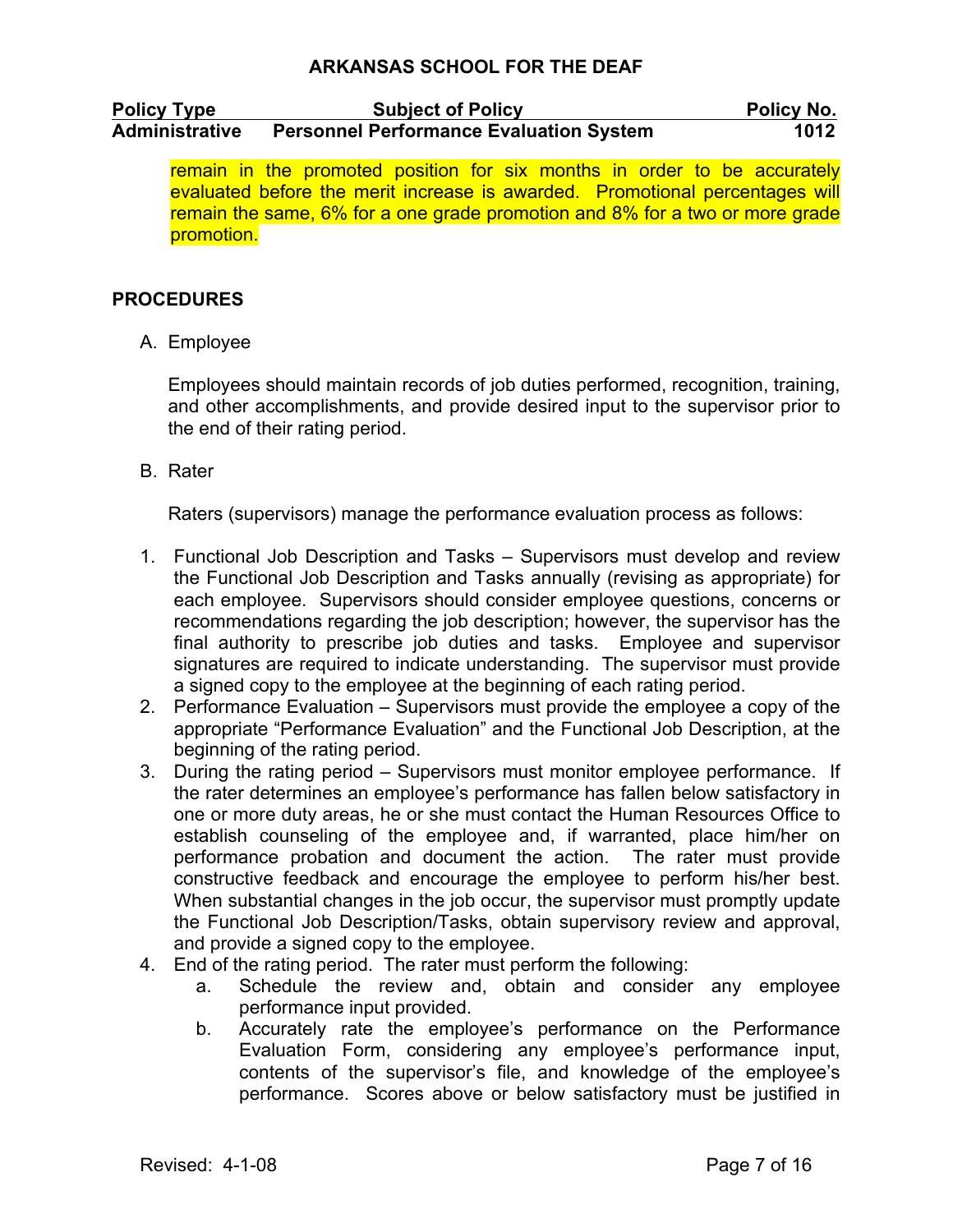remain in the promoted position for six months in order to be accurately evaluated before the merit increase is awarded. Promotional percentages will remain the same, 6% for a one grade promotion and 8% for a two or more grade promotion.

## PROCEDURES

A. Employee

Employees should maintain records of job duties performed, recognition, training, and other accomplishments, and provide desired input to the supervisor prior to the end of their rating period.

B. Rater

Raters (supervisors) manage the performance evaluation process as follows:

1. Functional Job Description and Tasks – Supervisors must develop and review the Functional Job Description and Tasks annually (revising as appropriate) for each employee. Supervisors should consider employee questions, concerns or recommendations regarding the job description; however, the supervisor has the final authority to prescribe job duties and tasks. Employee and supervisor signatures are required to indicate understanding. The supervisor must provide a signed copy to the employee at the beginning of each rating period.
2. Performance Evaluation – Supervisors must provide the employee a copy of the appropriate "Performance Evaluation" and the Functional Job Description, at the beginning of the rating period.
3. During the rating period – Supervisors must monitor employee performance. If the rater determines an employee's performance has fallen below satisfactory in one or more duty areas, he or she must contact the Human Resources Office to establish counseling of the employee and, if warranted, place him/her on performance probation and document the action. The rater must provide constructive feedback and encourage the employee to perform his/her best. When substantial changes in the job occur, the supervisor must promptly update the Functional Job Description/Tasks, obtain supervisory review and approval, and provide a signed copy to the employee.
4. End of the rating period. The rater must perform the following:
   a. Schedule the review and, obtain and consider any employee performance input provided.
   b. Accurately rate the employee's performance on the Performance Evaluation Form, considering any employee's performance input, contents of the supervisor's file, and knowledge of the employee's performance. Scores above or below satisfactory must be justified in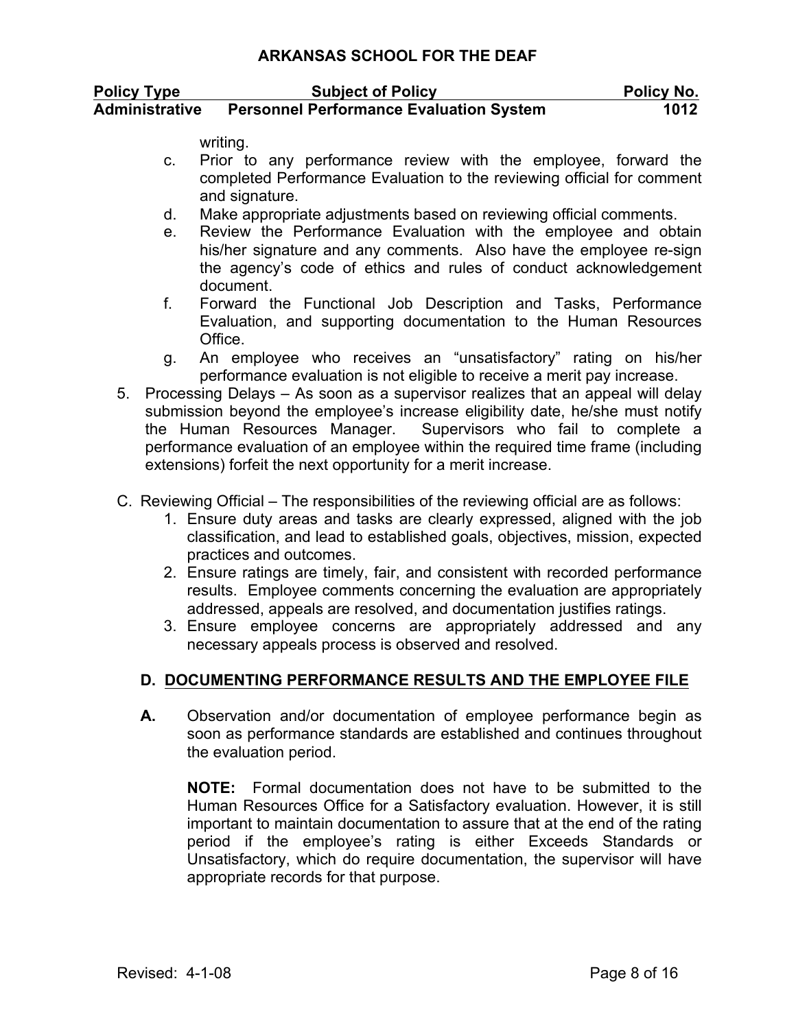writing.

c. Prior to any performance review with the employee, forward the completed Performance Evaluation to the reviewing official for comment and signature.
d. Make appropriate adjustments based on reviewing official comments.
e. Review the Performance Evaluation with the employee and obtain his/her signature and any comments. Also have the employee re-sign the agency's code of ethics and rules of conduct acknowledgement document.
f. Forward the Functional Job Description and Tasks, Performance Evaluation, and supporting documentation to the Human Resources Office.
g. An employee who receives an "unsatisfactory" rating on his/her performance evaluation is not eligible to receive a merit pay increase.

5. Processing Delays – As soon as a supervisor realizes that an appeal will delay submission beyond the employee's increase eligibility date, he/she must notify the Human Resources Manager. Supervisors who fail to complete a performance evaluation of an employee within the required time frame (including extensions) forfeit the next opportunity for a merit increase.

C. Reviewing Official – The responsibilities of the reviewing official are as follows:

1. Ensure duty areas and tasks are clearly expressed, aligned with the job classification, and lead to established goals, objectives, mission, expected practices and outcomes.
2. Ensure ratings are timely, fair, and consistent with recorded performance results. Employee comments concerning the evaluation are appropriately addressed, appeals are resolved, and documentation justifies ratings.
3. Ensure employee concerns are appropriately addressed and any necessary appeals process is observed and resolved.

## D. DOCUMENTING PERFORMANCE RESULTS AND THE EMPLOYEE FILE

**A.** Observation and/or documentation of employee performance begin as soon as performance standards are established and continues throughout the evaluation period.

**NOTE:** Formal documentation does not have to be submitted to the Human Resources Office for a Satisfactory evaluation. However, it is still important to maintain documentation to assure that at the end of the rating period if the employee's rating is either Exceeds Standards or Unsatisfactory, which do require documentation, the supervisor will have appropriate records for that purpose.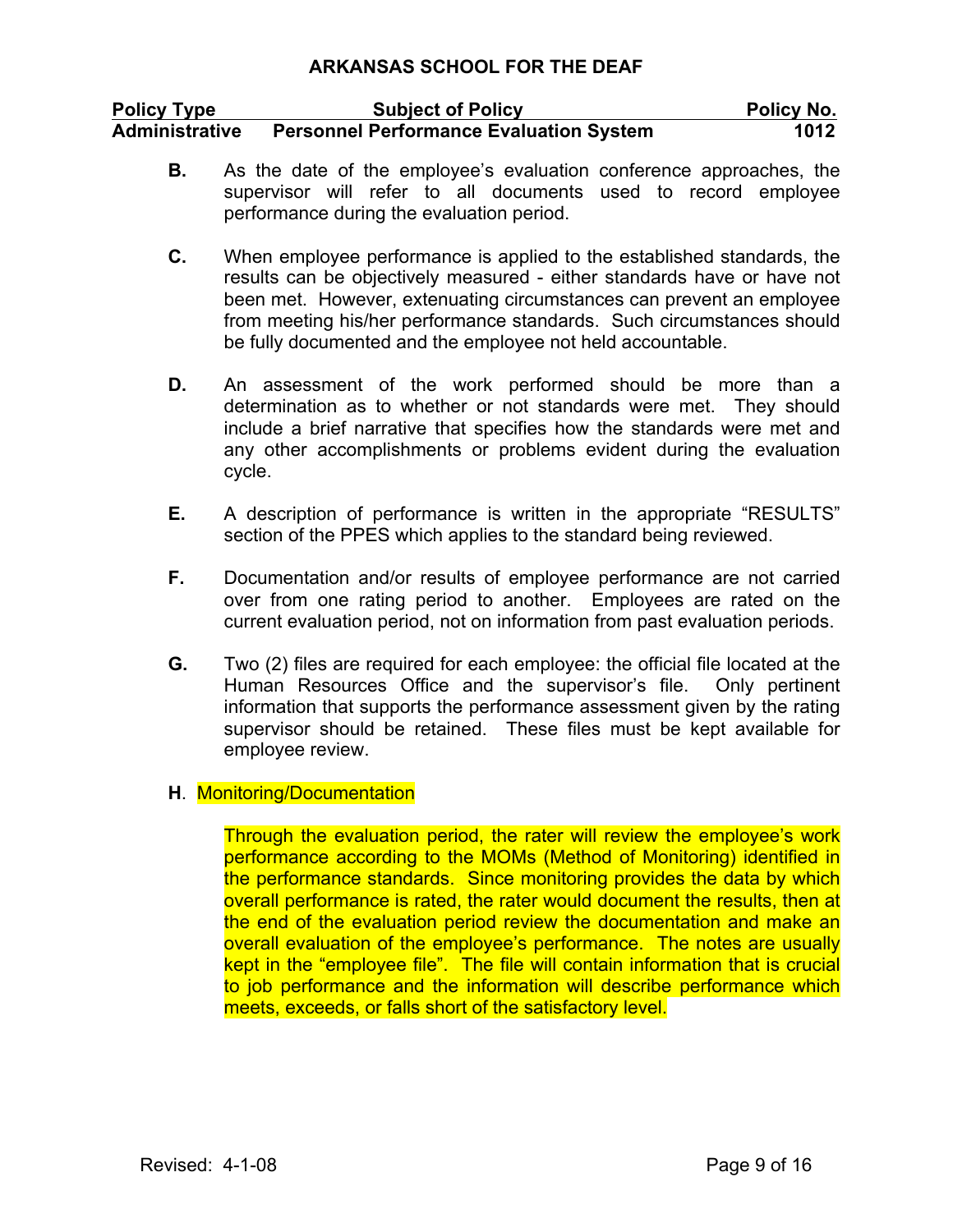**B.** As the date of the employee's evaluation conference approaches, the supervisor will refer to all documents used to record employee performance during the evaluation period.

**C.** When employee performance is applied to the established standards, the results can be objectively measured - either standards have or have not been met. However, extenuating circumstances can prevent an employee from meeting his/her performance standards. Such circumstances should be fully documented and the employee not held accountable.

**D.** An assessment of the work performed should be more than a determination as to whether or not standards were met. They should include a brief narrative that specifies how the standards were met and any other accomplishments or problems evident during the evaluation cycle.

**E.** A description of performance is written in the appropriate "RESULTS" section of the PPES which applies to the standard being reviewed.

**F.** Documentation and/or results of employee performance are not carried over from one rating period to another. Employees are rated on the current evaluation period, not on information from past evaluation periods.

**G.** Two (2) files are required for each employee: the official file located at the Human Resources Office and the supervisor's file. Only pertinent information that supports the performance assessment given by the rating supervisor should be retained. These files must be kept available for employee review.

**H**. Monitoring/Documentation

Through the evaluation period, the rater will review the employee's work performance according to the MOMs (Method of Monitoring) identified in the performance standards. Since monitoring provides the data by which overall performance is rated, the rater would document the results, then at the end of the evaluation period review the documentation and make an overall evaluation of the employee's performance. The notes are usually kept in the "employee file". The file will contain information that is crucial to job performance and the information will describe performance which meets, exceeds, or falls short of the satisfactory level.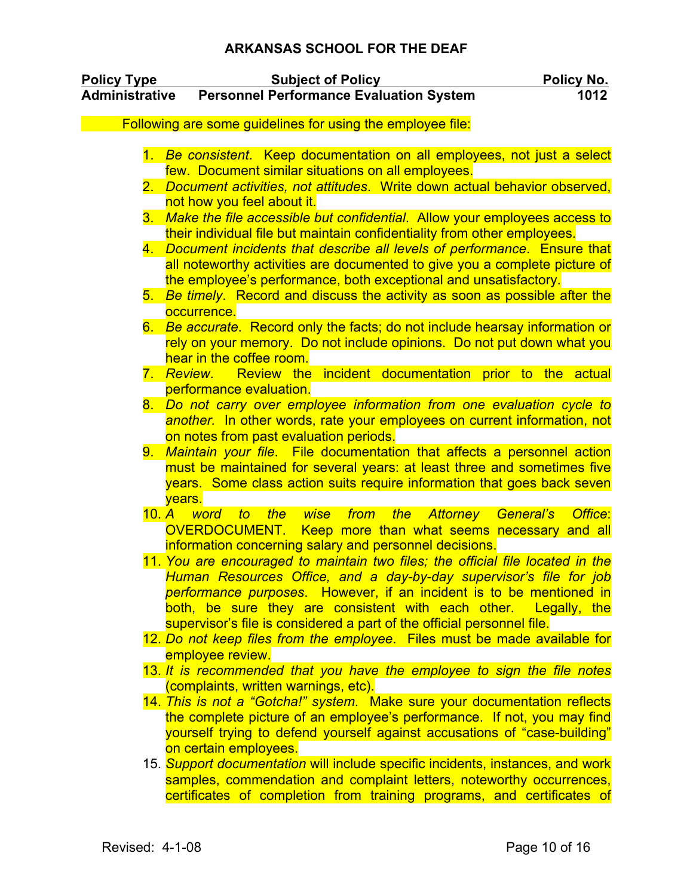Following are some guidelines for using the employee file:

1. *Be consistent*. Keep documentation on all employees, not just a select few. Document similar situations on all employees.
2. *Document activities, not attitudes*. Write down actual behavior observed, not how you feel about it.
3. *Make the file accessible but confidential*. Allow your employees access to their individual file but maintain confidentiality from other employees.
4. *Document incidents that describe all levels of performance*. Ensure that all noteworthy activities are documented to give you a complete picture of the employee's performance, both exceptional and unsatisfactory.
5. *Be timely*. Record and discuss the activity as soon as possible after the occurrence.
6. *Be accurate*. Record only the facts; do not include hearsay information or rely on your memory. Do not include opinions. Do not put down what you hear in the coffee room.
7. *Review*. Review the incident documentation prior to the actual performance evaluation.
8. *Do not carry over employee information from one evaluation cycle to another.* In other words, rate your employees on current information, not on notes from past evaluation periods.
9. *Maintain your file*. File documentation that affects a personnel action must be maintained for several years: at least three and sometimes five years. Some class action suits require information that goes back seven years.
10. *A word to the wise from the Attorney General's Office*: OVERDOCUMENT. Keep more than what seems necessary and all information concerning salary and personnel decisions.
11. *You are encouraged to maintain two files; the official file located in the Human Resources Office, and a day-by-day supervisor's file for job performance purposes*. However, if an incident is to be mentioned in both, be sure they are consistent with each other. Legally, the supervisor's file is considered a part of the official personnel file.
12. *Do not keep files from the employee*. Files must be made available for employee review.
13. *It is recommended that you have the employee to sign the file notes* (complaints, written warnings, etc).
14. *This is not a "Gotcha!" system*. Make sure your documentation reflects the complete picture of an employee's performance. If not, you may find yourself trying to defend yourself against accusations of "case-building" on certain employees.
15. *Support documentation* will include specific incidents, instances, and work samples, commendation and complaint letters, noteworthy occurrences, certificates of completion from training programs, and certificates of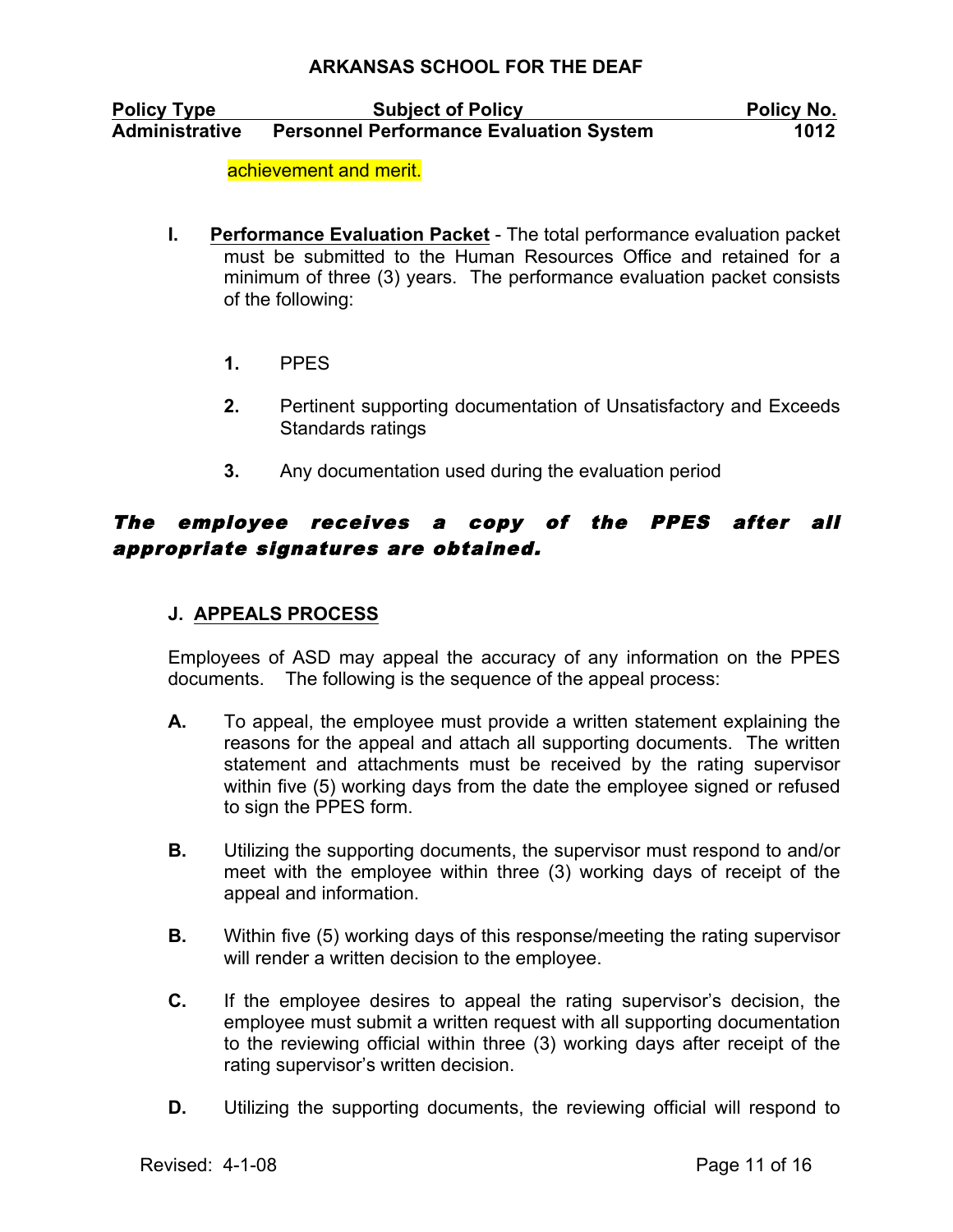achievement and merit.

**I.** **Performance Evaluation Packet** - The total performance evaluation packet must be submitted to the Human Resources Office and retained for a minimum of three (3) years. The performance evaluation packet consists of the following:

1. PPES
2. Pertinent supporting documentation of Unsatisfactory and Exceeds Standards ratings
3. Any documentation used during the evaluation period

***The employee receives a copy of the PPES after all appropriate signatures are obtained.***

**J.** **APPEALS PROCESS**

Employees of ASD may appeal the accuracy of any information on the PPES documents. The following is the sequence of the appeal process:

**A.** To appeal, the employee must provide a written statement explaining the reasons for the appeal and attach all supporting documents. The written statement and attachments must be received by the rating supervisor within five (5) working days from the date the employee signed or refused to sign the PPES form.

**B.** Utilizing the supporting documents, the supervisor must respond to and/or meet with the employee within three (3) working days of receipt of the appeal and information.

**B.** Within five (5) working days of this response/meeting the rating supervisor will render a written decision to the employee.

**C.** If the employee desires to appeal the rating supervisor's decision, the employee must submit a written request with all supporting documentation to the reviewing official within three (3) working days after receipt of the rating supervisor's written decision.

**D.** Utilizing the supporting documents, the reviewing official will respond to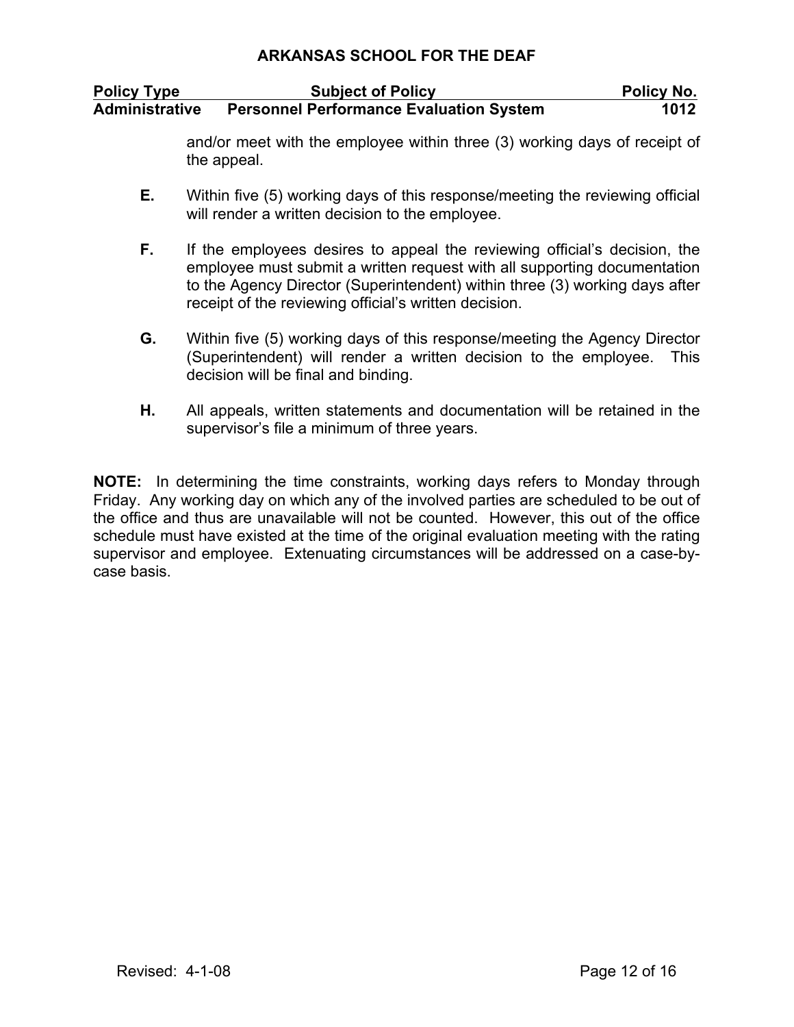and/or meet with the employee within three (3) working days of receipt of the appeal.

**E.** Within five (5) working days of this response/meeting the reviewing official will render a written decision to the employee.

**F.** If the employees desires to appeal the reviewing official's decision, the employee must submit a written request with all supporting documentation to the Agency Director (Superintendent) within three (3) working days after receipt of the reviewing official's written decision.

**G.** Within five (5) working days of this response/meeting the Agency Director (Superintendent) will render a written decision to the employee. This decision will be final and binding.

**H.** All appeals, written statements and documentation will be retained in the supervisor's file a minimum of three years.

**NOTE:** In determining the time constraints, working days refers to Monday through Friday. Any working day on which any of the involved parties are scheduled to be out of the office and thus are unavailable will not be counted. However, this out of the office schedule must have existed at the time of the original evaluation meeting with the rating supervisor and employee. Extenuating circumstances will be addressed on a case-by-case basis.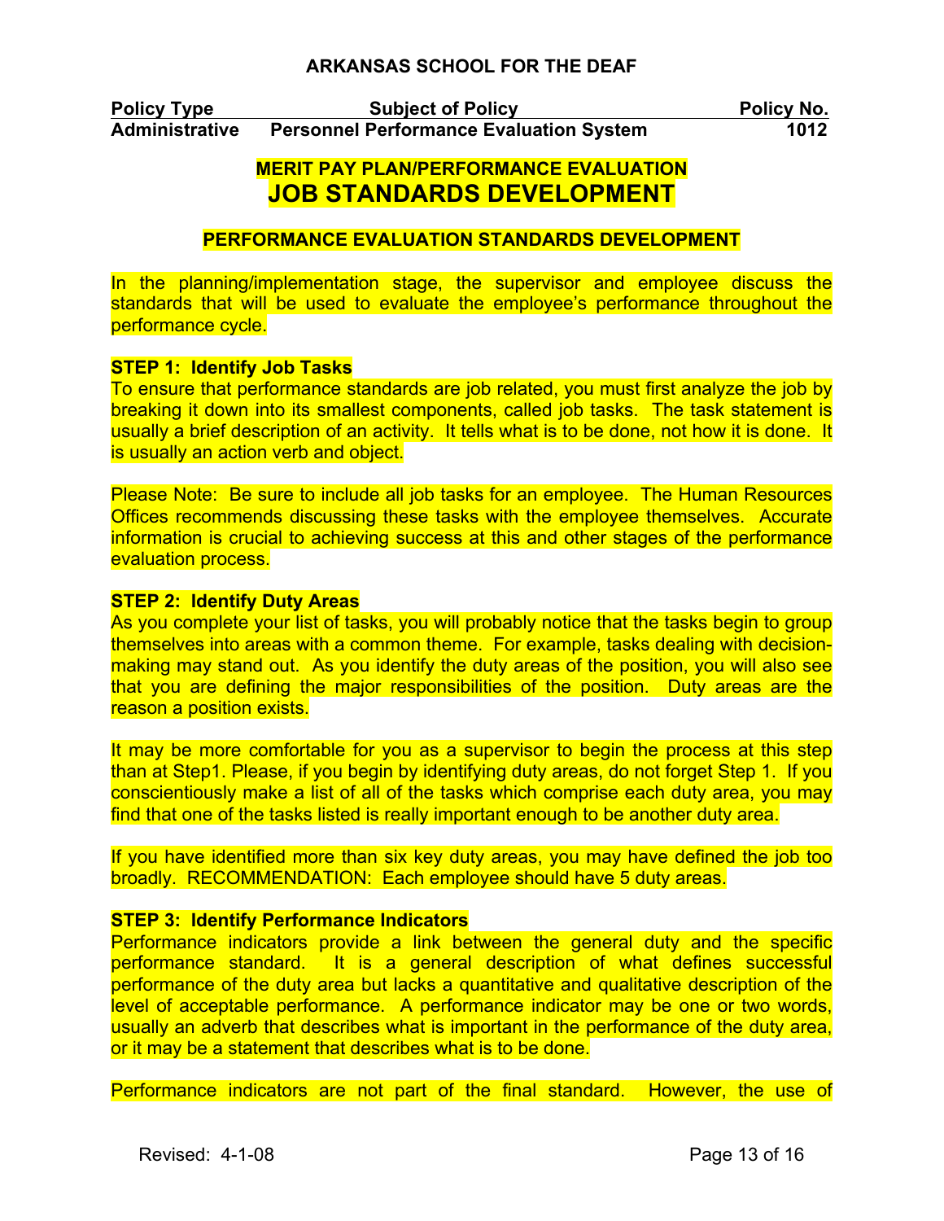**ARKANSAS SCHOOL FOR THE DEAF**

| Policy Type | Subject of Policy | Policy No. |
| --- | --- | --- |
| **Administrative** | **Personnel Performance Evaluation System** | **1012** |

## MERIT PAY PLAN/PERFORMANCE EVALUATION
# JOB STANDARDS DEVELOPMENT

### PERFORMANCE EVALUATION STANDARDS DEVELOPMENT

In the planning/implementation stage, the supervisor and employee discuss the standards that will be used to evaluate the employee's performance throughout the performance cycle.

**STEP 1: Identify Job Tasks**
To ensure that performance standards are job related, you must first analyze the job by breaking it down into its smallest components, called job tasks. The task statement is usually a brief description of an activity. It tells what is to be done, not how it is done. It is usually an action verb and object.

Please Note: Be sure to include all job tasks for an employee. The Human Resources Offices recommends discussing these tasks with the employee themselves. Accurate information is crucial to achieving success at this and other stages of the performance evaluation process.

**STEP 2: Identify Duty Areas**
As you complete your list of tasks, you will probably notice that the tasks begin to group themselves into areas with a common theme. For example, tasks dealing with decision-making may stand out. As you identify the duty areas of the position, you will also see that you are defining the major responsibilities of the position. Duty areas are the reason a position exists.

It may be more comfortable for you as a supervisor to begin the process at this step than at Step1. Please, if you begin by identifying duty areas, do not forget Step 1. If you conscientiously make a list of all of the tasks which comprise each duty area, you may find that one of the tasks listed is really important enough to be another duty area.

If you have identified more than six key duty areas, you may have defined the job too broadly. RECOMMENDATION: Each employee should have 5 duty areas.

**STEP 3: Identify Performance Indicators**
Performance indicators provide a link between the general duty and the specific performance standard. It is a general description of what defines successful performance of the duty area but lacks a quantitative and qualitative description of the level of acceptable performance. A performance indicator may be one or two words, usually an adverb that describes what is important in the performance of the duty area, or it may be a statement that describes what is to be done.

Performance indicators are not part of the final standard. However, the use of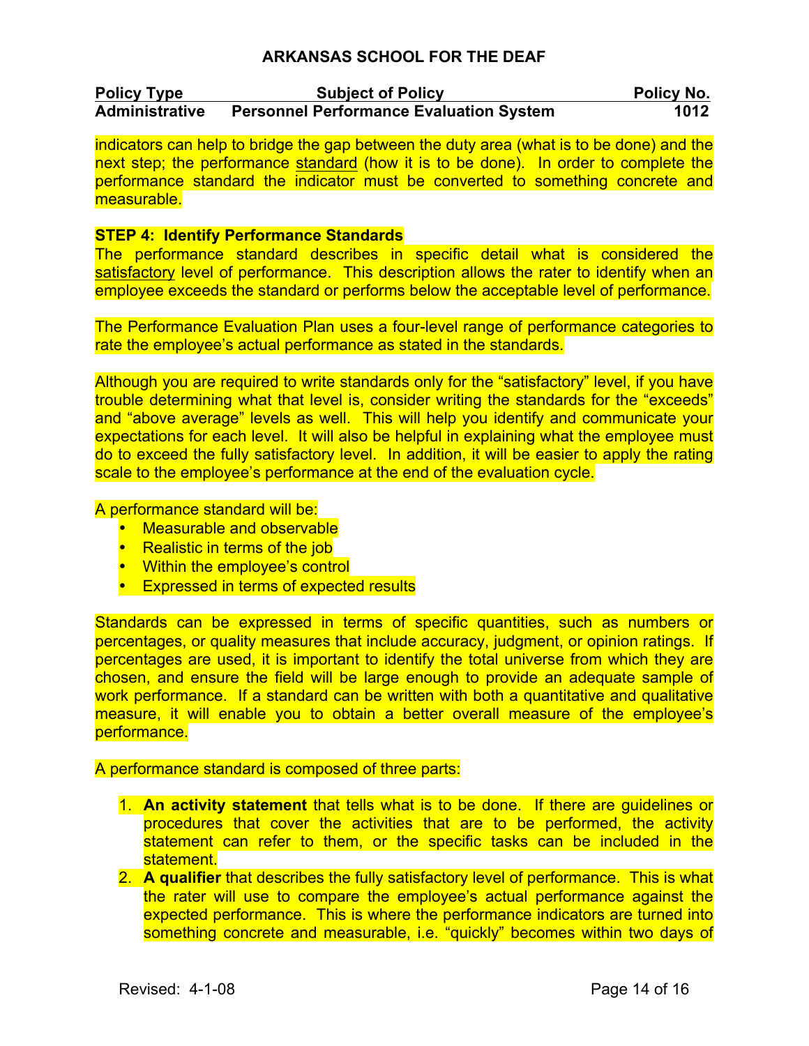indicators can help to bridge the gap between the duty area (what is to be done) and the next step; the performance standard (how it is to be done). In order to complete the performance standard the indicator must be converted to something concrete and measurable.

**STEP 4: Identify Performance Standards**

The performance standard describes in specific detail what is considered the satisfactory level of performance. This description allows the rater to identify when an employee exceeds the standard or performs below the acceptable level of performance.

The Performance Evaluation Plan uses a four-level range of performance categories to rate the employee's actual performance as stated in the standards.

Although you are required to write standards only for the "satisfactory" level, if you have trouble determining what that level is, consider writing the standards for the "exceeds" and "above average" levels as well. This will help you identify and communicate your expectations for each level. It will also be helpful in explaining what the employee must do to exceed the fully satisfactory level. In addition, it will be easier to apply the rating scale to the employee's performance at the end of the evaluation cycle.

A performance standard will be:

- Measurable and observable
- Realistic in terms of the job
- Within the employee's control
- Expressed in terms of expected results

Standards can be expressed in terms of specific quantities, such as numbers or percentages, or quality measures that include accuracy, judgment, or opinion ratings. If percentages are used, it is important to identify the total universe from which they are chosen, and ensure the field will be large enough to provide an adequate sample of work performance. If a standard can be written with both a quantitative and qualitative measure, it will enable you to obtain a better overall measure of the employee's performance.

A performance standard is composed of three parts:

1. **An activity statement** that tells what is to be done. If there are guidelines or procedures that cover the activities that are to be performed, the activity statement can refer to them, or the specific tasks can be included in the statement.
2. **A qualifier** that describes the fully satisfactory level of performance. This is what the rater will use to compare the employee's actual performance against the expected performance. This is where the performance indicators are turned into something concrete and measurable, i.e. "quickly" becomes within two days of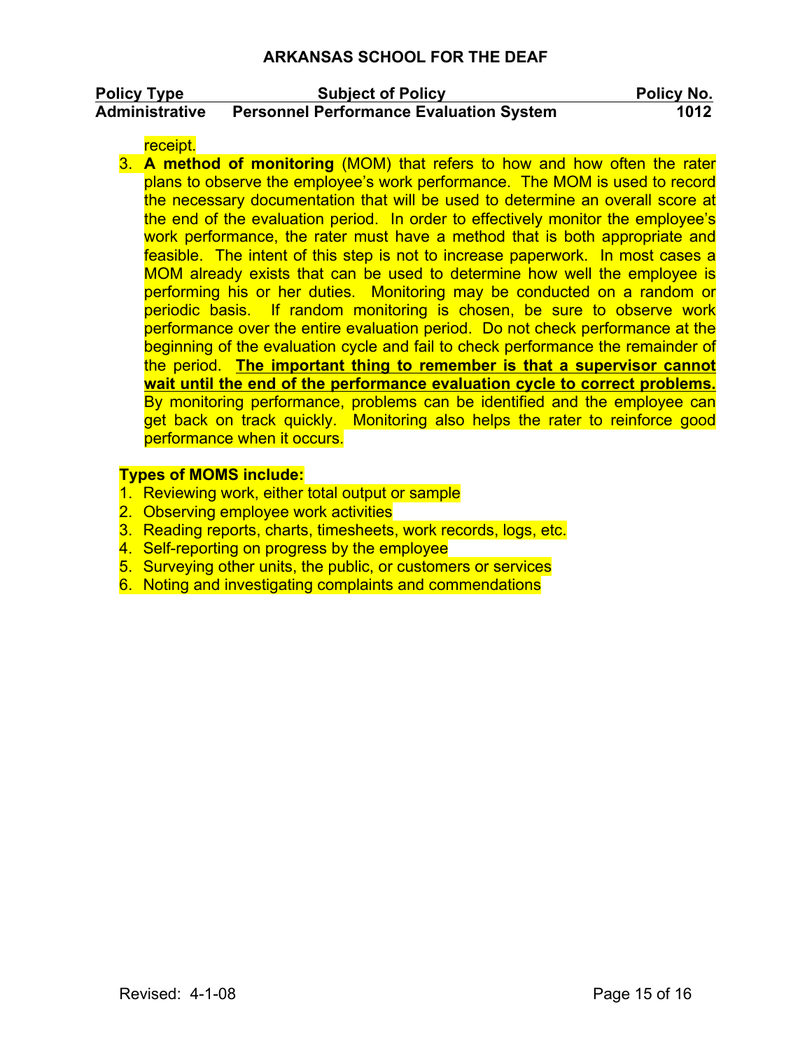receipt.

3. **A method of monitoring** (MOM) that refers to how and how often the rater plans to observe the employee's work performance. The MOM is used to record the necessary documentation that will be used to determine an overall score at the end of the evaluation period. In order to effectively monitor the employee's work performance, the rater must have a method that is both appropriate and feasible. The intent of this step is not to increase paperwork. In most cases a MOM already exists that can be used to determine how well the employee is performing his or her duties. Monitoring may be conducted on a random or periodic basis. If random monitoring is chosen, be sure to observe work performance over the entire evaluation period. Do not check performance at the beginning of the evaluation cycle and fail to check performance the remainder of the period. **<u>The important thing to remember is that a supervisor cannot wait until the end of the performance evaluation cycle to correct problems.</u>** By monitoring performance, problems can be identified and the employee can get back on track quickly. Monitoring also helps the rater to reinforce good performance when it occurs.

**Types of MOMS include:**

1. Reviewing work, either total output or sample
2. Observing employee work activities
3. Reading reports, charts, timesheets, work records, logs, etc.
4. Self-reporting on progress by the employee
5. Surveying other units, the public, or customers or services
6. Noting and investigating complaints and commendations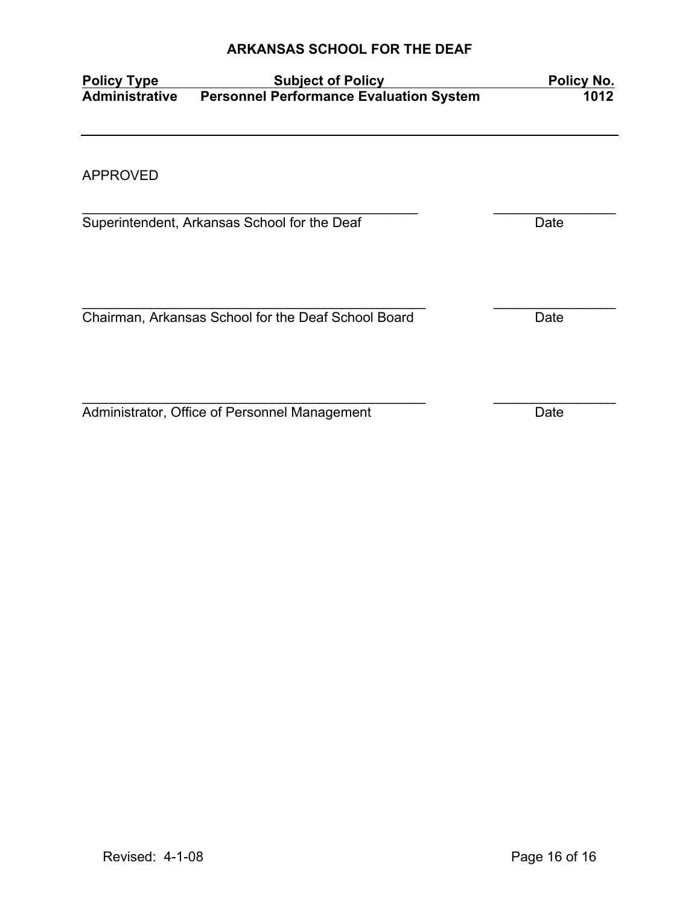**ARKANSAS SCHOOL FOR THE DEAF**

| Policy Type | Subject of Policy | Policy No. |
|---|---|---|
| **Administrative** | **Personnel Performance Evaluation System** | **1012** |

APPROVED

_______________________________________________ ________________
Superintendent, Arkansas School for the Deaf Date

_______________________________________________ ________________
Chairman, Arkansas School for the Deaf School Board Date

_______________________________________________ ________________
Administrator, Office of Personnel Management Date

Revised: 4-1-08